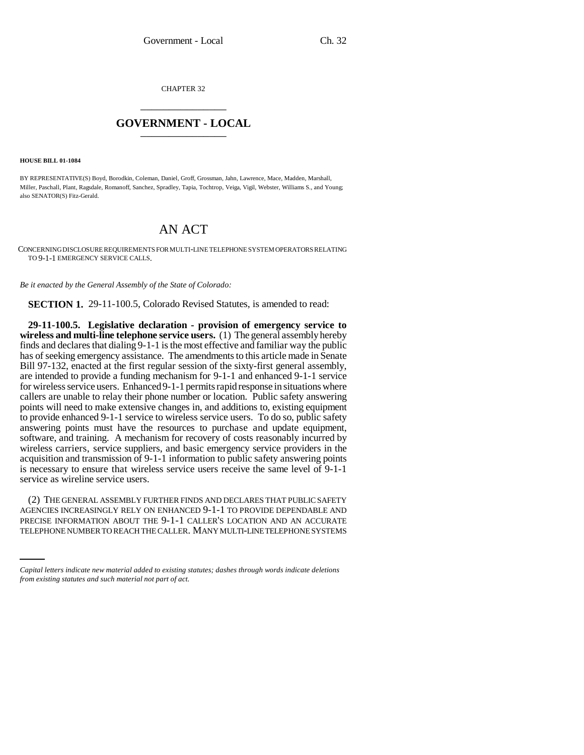CHAPTER 32

# GOVERNMENT - LOCAL

**HOUSE BILL 01-1084**

BY REPRESENTATIVE(S) Boyd, Borodkin, Coleman, Daniel, Groff, Grossman, Jahn, Lawrence, Mace, Madden, Marshall, Miller, Paschall, Plant, Ragsdale, Romanoff, Sanchez, Spradley, Tapia, Tochtrop, Veiga, Vigil, Webster, Williams S., and Young; also SENATOR(S) Fitz-Gerald.

# AN ACT

CONCERNING DISCLOSURE REQUIREMENTS FOR MULTI-LINE TELEPHONE SYSTEM OPERATORS RELATING TO 9-1-1 EMERGENCY SERVICE CALLS.

*Be it enacted by the General Assembly of the State of Colorado:*

**SECTION 1.** 29-11-100.5, Colorado Revised Statutes, is amended to read:

**29-11-100.5. Legislative declaration - provision of emergency service to wireless and multi-line telephone service users.** (1) The general assembly hereby finds and declares that dialing 9-1-1 is the most effective and familiar way the public has of seeking emergency assistance. The amendments to this article made in Senate Bill 97-132, enacted at the first regular session of the sixty-first general assembly, are intended to provide a funding mechanism for 9-1-1 and enhanced 9-1-1 service for wireless service users. Enhanced 9-1-1 permits rapid response in situations where callers are unable to relay their phone number or location. Public safety answering points will need to make extensive changes in, and additions to, existing equipment to provide enhanced 9-1-1 service to wireless service users. To do so, public safety answering points must have the resources to purchase and update equipment, software, and training. A mechanism for recovery of costs reasonably incurred by wireless carriers, service suppliers, and basic emergency service providers in the acquisition and transmission of 9-1-1 information to public safety answering points is necessary to ensure that wireless service users receive the same level of 9-1-1 service as wireline service users.

(2) THE GENERAL ASSEMBLY FURTHER FINDS AND DECLARES THAT PUBLIC SAFETY AGENCIES INCREASINGLY RELY ON ENHANCED 9-1-1 TO PROVIDE DEPENDABLE AND PRECISE INFORMATION ABOUT THE 9-1-1 CALLER'S LOCATION AND AN ACCURATE TELEPHONE NUMBER TO REACH THE CALLER. MANY MULTI-LINE TELEPHONE SYSTEMS

*Capital letters indicate new material added to existing statutes; dashes through words indicate deletions from existing statutes and such material not part of act.*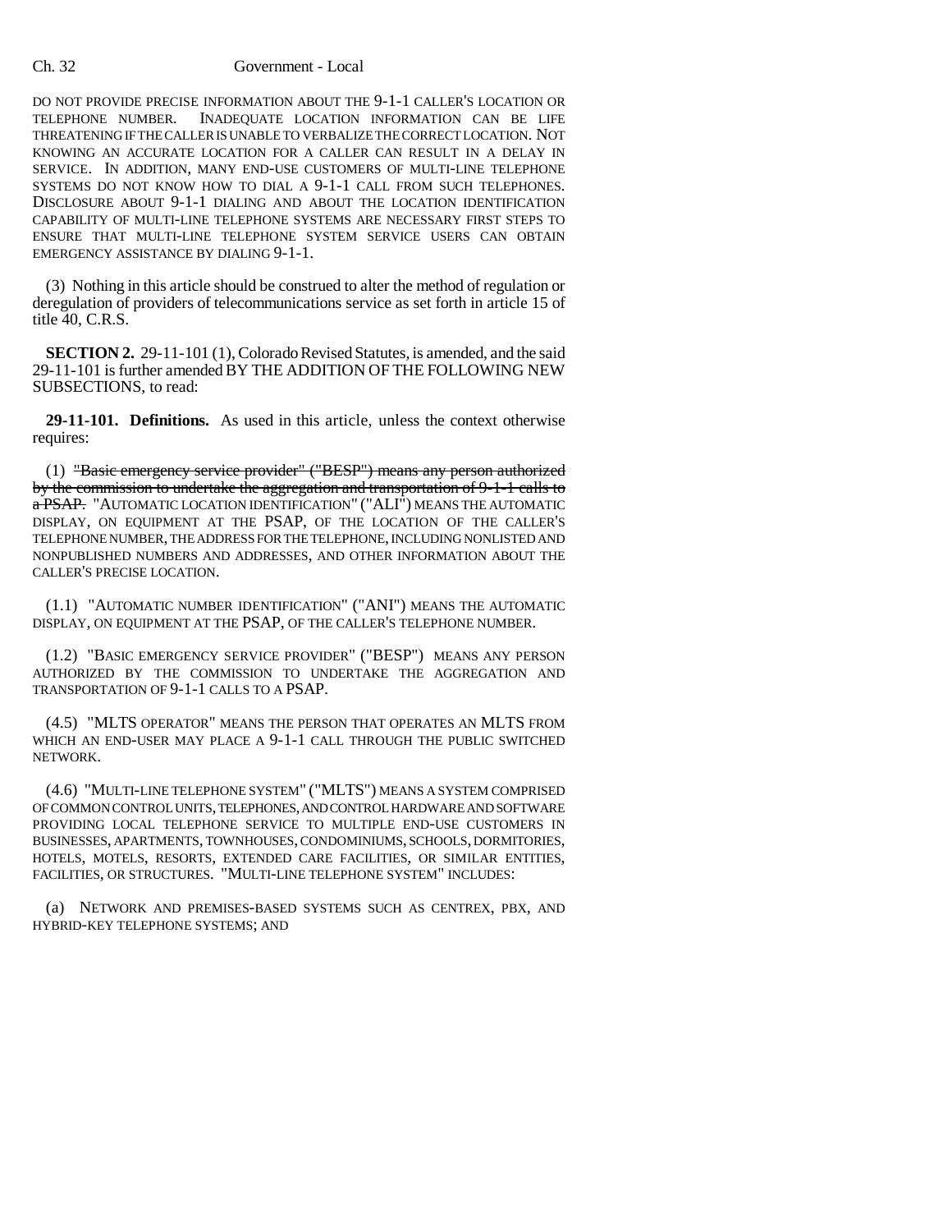DO NOT PROVIDE PRECISE INFORMATION ABOUT THE 9-1-1 CALLER'S LOCATION OR TELEPHONE NUMBER. INADEQUATE LOCATION INFORMATION CAN BE LIFE THREATENING IF THE CALLER IS UNABLE TO VERBALIZE THE CORRECT LOCATION. NOT KNOWING AN ACCURATE LOCATION FOR A CALLER CAN RESULT IN A DELAY IN SERVICE. IN ADDITION, MANY END-USE CUSTOMERS OF MULTI-LINE TELEPHONE SYSTEMS DO NOT KNOW HOW TO DIAL A 9-1-1 CALL FROM SUCH TELEPHONES. DISCLOSURE ABOUT 9-1-1 DIALING AND ABOUT THE LOCATION IDENTIFICATION CAPABILITY OF MULTI-LINE TELEPHONE SYSTEMS ARE NECESSARY FIRST STEPS TO ENSURE THAT MULTI-LINE TELEPHONE SYSTEM SERVICE USERS CAN OBTAIN EMERGENCY ASSISTANCE BY DIALING 9-1-1.

(3) Nothing in this article should be construed to alter the method of regulation or deregulation of providers of telecommunications service as set forth in article 15 of title 40, C.R.S.

**SECTION 2.** 29-11-101 (1), Colorado Revised Statutes, is amended, and the said 29-11-101 is further amended BY THE ADDITION OF THE FOLLOWING NEW SUBSECTIONS, to read:

**29-11-101. Definitions.** As used in this article, unless the context otherwise requires:

(1) ~~"Basic emergency service provider" ("BESP") means any person authorized by the commission to undertake the aggregation and transportation of 9-1-1 calls to a PSAP.~~ "AUTOMATIC LOCATION IDENTIFICATION" ("ALI") MEANS THE AUTOMATIC DISPLAY, ON EQUIPMENT AT THE PSAP, OF THE LOCATION OF THE CALLER'S TELEPHONE NUMBER, THE ADDRESS FOR THE TELEPHONE, INCLUDING NONLISTED AND NONPUBLISHED NUMBERS AND ADDRESSES, AND OTHER INFORMATION ABOUT THE CALLER'S PRECISE LOCATION.

(1.1) "AUTOMATIC NUMBER IDENTIFICATION" ("ANI") MEANS THE AUTOMATIC DISPLAY, ON EQUIPMENT AT THE PSAP, OF THE CALLER'S TELEPHONE NUMBER.

(1.2) "BASIC EMERGENCY SERVICE PROVIDER" ("BESP") MEANS ANY PERSON AUTHORIZED BY THE COMMISSION TO UNDERTAKE THE AGGREGATION AND TRANSPORTATION OF 9-1-1 CALLS TO A PSAP.

(4.5) "MLTS OPERATOR" MEANS THE PERSON THAT OPERATES AN MLTS FROM WHICH AN END-USER MAY PLACE A 9-1-1 CALL THROUGH THE PUBLIC SWITCHED NETWORK.

(4.6) "MULTI-LINE TELEPHONE SYSTEM" ("MLTS") MEANS A SYSTEM COMPRISED OF COMMON CONTROL UNITS, TELEPHONES, AND CONTROL HARDWARE AND SOFTWARE PROVIDING LOCAL TELEPHONE SERVICE TO MULTIPLE END-USE CUSTOMERS IN BUSINESSES, APARTMENTS, TOWNHOUSES, CONDOMINIUMS, SCHOOLS, DORMITORIES, HOTELS, MOTELS, RESORTS, EXTENDED CARE FACILITIES, OR SIMILAR ENTITIES, FACILITIES, OR STRUCTURES. "MULTI-LINE TELEPHONE SYSTEM" INCLUDES:

(a) NETWORK AND PREMISES-BASED SYSTEMS SUCH AS CENTREX, PBX, AND HYBRID-KEY TELEPHONE SYSTEMS; AND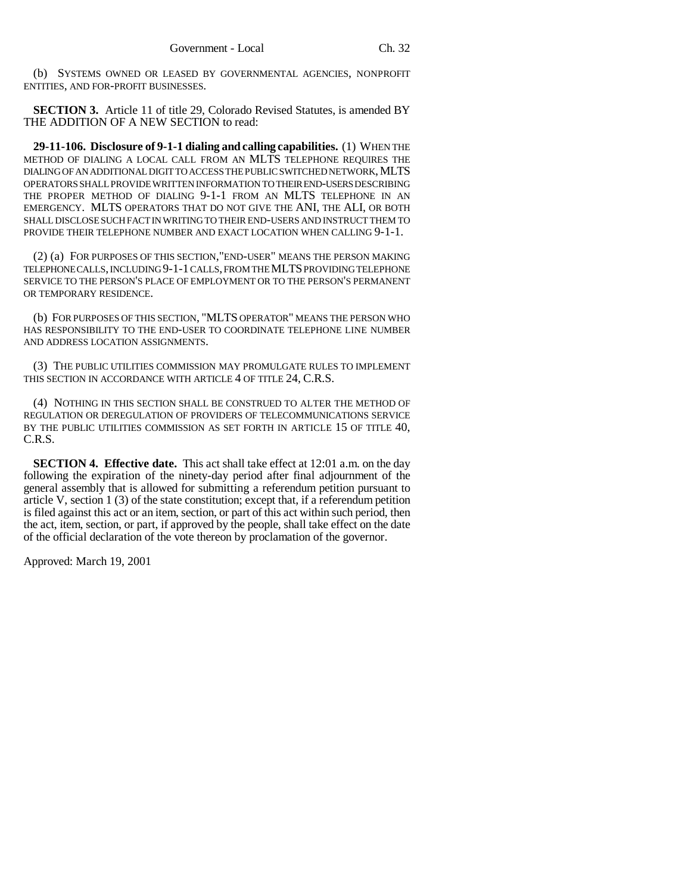(b) SYSTEMS OWNED OR LEASED BY GOVERNMENTAL AGENCIES, NONPROFIT ENTITIES, AND FOR-PROFIT BUSINESSES.

**SECTION 3.** Article 11 of title 29, Colorado Revised Statutes, is amended BY THE ADDITION OF A NEW SECTION to read:

**29-11-106. Disclosure of 9-1-1 dialing and calling capabilities.** (1) WHEN THE METHOD OF DIALING A LOCAL CALL FROM AN MLTS TELEPHONE REQUIRES THE DIALING OF AN ADDITIONAL DIGIT TO ACCESS THE PUBLIC SWITCHED NETWORK, MLTS OPERATORS SHALL PROVIDE WRITTEN INFORMATION TO THEIR END-USERS DESCRIBING THE PROPER METHOD OF DIALING 9-1-1 FROM AN MLTS TELEPHONE IN AN EMERGENCY. MLTS OPERATORS THAT DO NOT GIVE THE ANI, THE ALI, OR BOTH SHALL DISCLOSE SUCH FACT IN WRITING TO THEIR END-USERS AND INSTRUCT THEM TO PROVIDE THEIR TELEPHONE NUMBER AND EXACT LOCATION WHEN CALLING 9-1-1.

(2) (a) FOR PURPOSES OF THIS SECTION, "END-USER" MEANS THE PERSON MAKING TELEPHONE CALLS, INCLUDING 9-1-1 CALLS, FROM THE MLTS PROVIDING TELEPHONE SERVICE TO THE PERSON'S PLACE OF EMPLOYMENT OR TO THE PERSON'S PERMANENT OR TEMPORARY RESIDENCE.

(b) FOR PURPOSES OF THIS SECTION, "MLTS OPERATOR" MEANS THE PERSON WHO HAS RESPONSIBILITY TO THE END-USER TO COORDINATE TELEPHONE LINE NUMBER AND ADDRESS LOCATION ASSIGNMENTS.

(3) THE PUBLIC UTILITIES COMMISSION MAY PROMULGATE RULES TO IMPLEMENT THIS SECTION IN ACCORDANCE WITH ARTICLE 4 OF TITLE 24, C.R.S.

(4) NOTHING IN THIS SECTION SHALL BE CONSTRUED TO ALTER THE METHOD OF REGULATION OR DEREGULATION OF PROVIDERS OF TELECOMMUNICATIONS SERVICE BY THE PUBLIC UTILITIES COMMISSION AS SET FORTH IN ARTICLE 15 OF TITLE 40, C.R.S.

**SECTION 4. Effective date.** This act shall take effect at 12:01 a.m. on the day following the expiration of the ninety-day period after final adjournment of the general assembly that is allowed for submitting a referendum petition pursuant to article V, section 1 (3) of the state constitution; except that, if a referendum petition is filed against this act or an item, section, or part of this act within such period, then the act, item, section, or part, if approved by the people, shall take effect on the date of the official declaration of the vote thereon by proclamation of the governor.

Approved: March 19, 2001